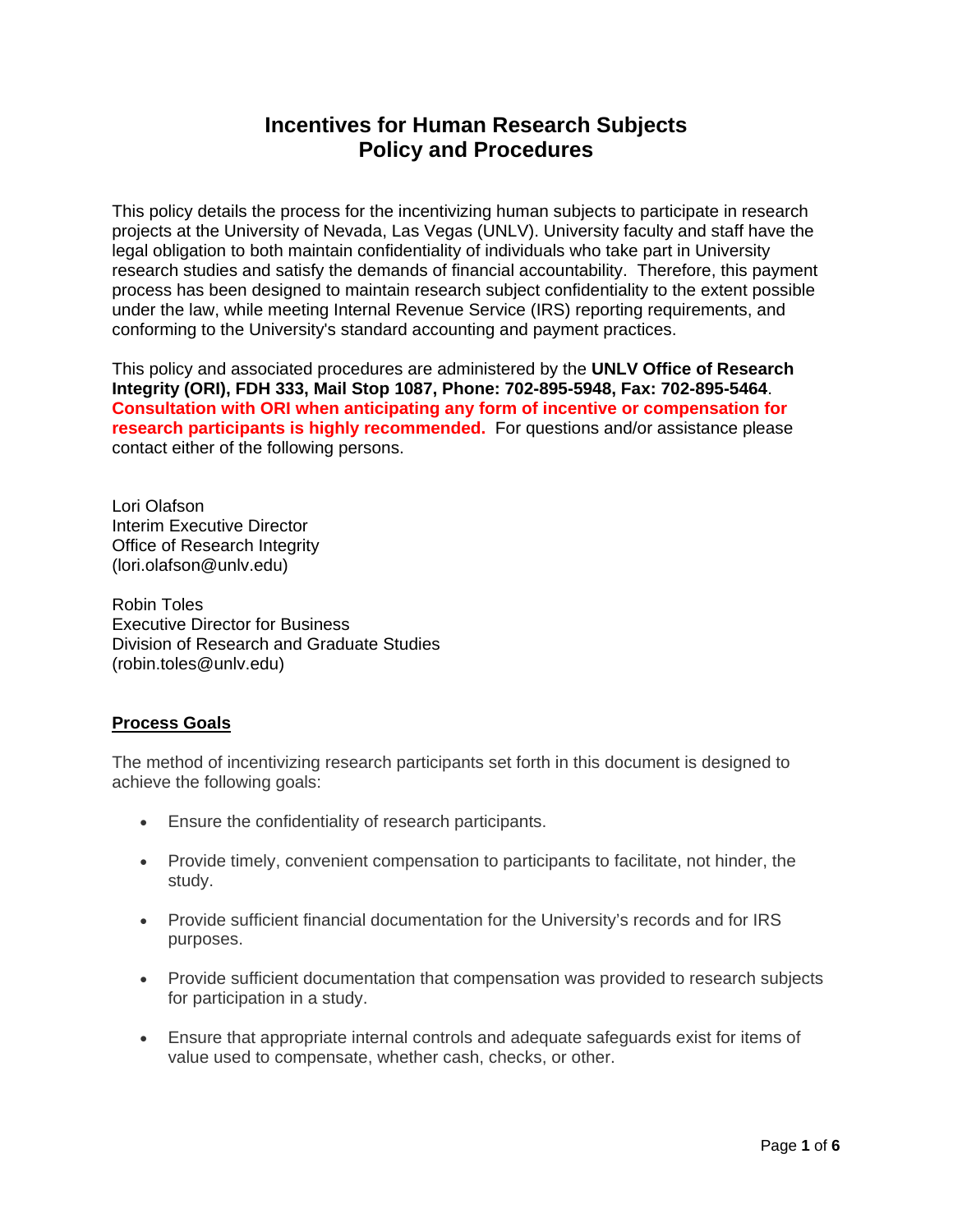# Incentives for Human Research Subjects
# Policy and Procedures

This policy details the process for the incentivizing human subjects to participate in research projects at the University of Nevada, Las Vegas (UNLV). University faculty and staff have the legal obligation to both maintain confidentiality of individuals who take part in University research studies and satisfy the demands of financial accountability. Therefore, this payment process has been designed to maintain research subject confidentiality to the extent possible under the law, while meeting Internal Revenue Service (IRS) reporting requirements, and conforming to the University's standard accounting and payment practices.

This policy and associated procedures are administered by the **UNLV Office of Research Integrity (ORI), FDH 333, Mail Stop 1087, Phone: 702-895-5948, Fax: 702-895-5464**. **Consultation with ORI when anticipating any form of incentive or compensation for research participants is highly recommended.** For questions and/or assistance please contact either of the following persons.

Lori Olafson
Interim Executive Director
Office of Research Integrity
(lori.olafson@unlv.edu)

Robin Toles
Executive Director for Business
Division of Research and Graduate Studies
(robin.toles@unlv.edu)

## Process Goals

The method of incentivizing research participants set forth in this document is designed to achieve the following goals:

- Ensure the confidentiality of research participants.
- Provide timely, convenient compensation to participants to facilitate, not hinder, the study.
- Provide sufficient financial documentation for the University's records and for IRS purposes.
- Provide sufficient documentation that compensation was provided to research subjects for participation in a study.
- Ensure that appropriate internal controls and adequate safeguards exist for items of value used to compensate, whether cash, checks, or other.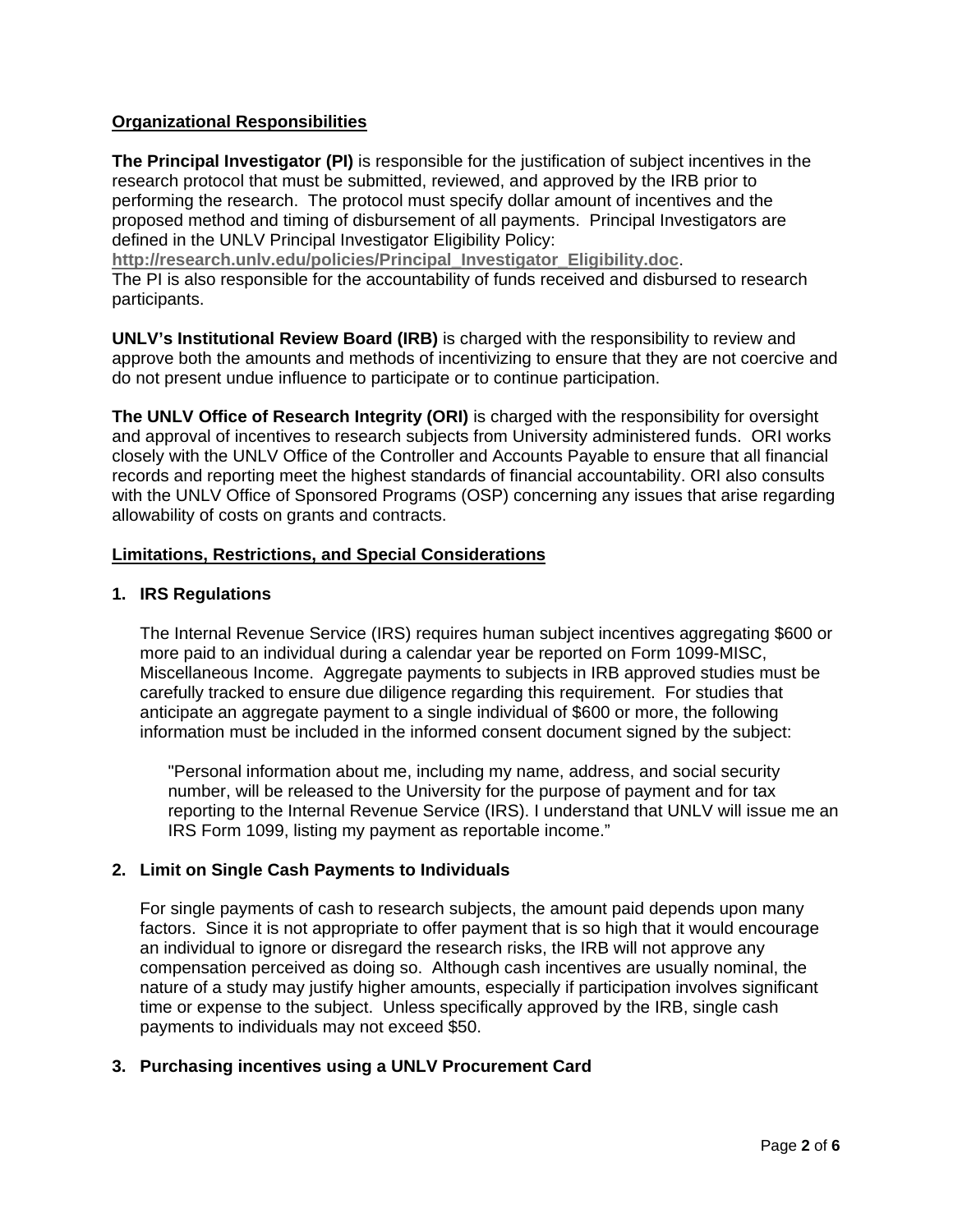## Organizational Responsibilities

**The Principal Investigator (PI)** is responsible for the justification of subject incentives in the research protocol that must be submitted, reviewed, and approved by the IRB prior to performing the research. The protocol must specify dollar amount of incentives and the proposed method and timing of disbursement of all payments. Principal Investigators are defined in the UNLV Principal Investigator Eligibility Policy: **http://research.unlv.edu/policies/Principal_Investigator_Eligibility.doc**.
The PI is also responsible for the accountability of funds received and disbursed to research participants.

**UNLV's Institutional Review Board (IRB)** is charged with the responsibility to review and approve both the amounts and methods of incentivizing to ensure that they are not coercive and do not present undue influence to participate or to continue participation.

**The UNLV Office of Research Integrity (ORI)** is charged with the responsibility for oversight and approval of incentives to research subjects from University administered funds. ORI works closely with the UNLV Office of the Controller and Accounts Payable to ensure that all financial records and reporting meet the highest standards of financial accountability. ORI also consults with the UNLV Office of Sponsored Programs (OSP) concerning any issues that arise regarding allowability of costs on grants and contracts.

## Limitations, Restrictions, and Special Considerations

### 1. IRS Regulations

The Internal Revenue Service (IRS) requires human subject incentives aggregating $600 or more paid to an individual during a calendar year be reported on Form 1099-MISC, Miscellaneous Income. Aggregate payments to subjects in IRB approved studies must be carefully tracked to ensure due diligence regarding this requirement. For studies that anticipate an aggregate payment to a single individual of $600 or more, the following information must be included in the informed consent document signed by the subject:

> "Personal information about me, including my name, address, and social security number, will be released to the University for the purpose of payment and for tax reporting to the Internal Revenue Service (IRS). I understand that UNLV will issue me an IRS Form 1099, listing my payment as reportable income."

### 2. Limit on Single Cash Payments to Individuals

For single payments of cash to research subjects, the amount paid depends upon many factors. Since it is not appropriate to offer payment that is so high that it would encourage an individual to ignore or disregard the research risks, the IRB will not approve any compensation perceived as doing so. Although cash incentives are usually nominal, the nature of a study may justify higher amounts, especially if participation involves significant time or expense to the subject. Unless specifically approved by the IRB, single cash payments to individuals may not exceed $50.

### 3. Purchasing incentives using a UNLV Procurement Card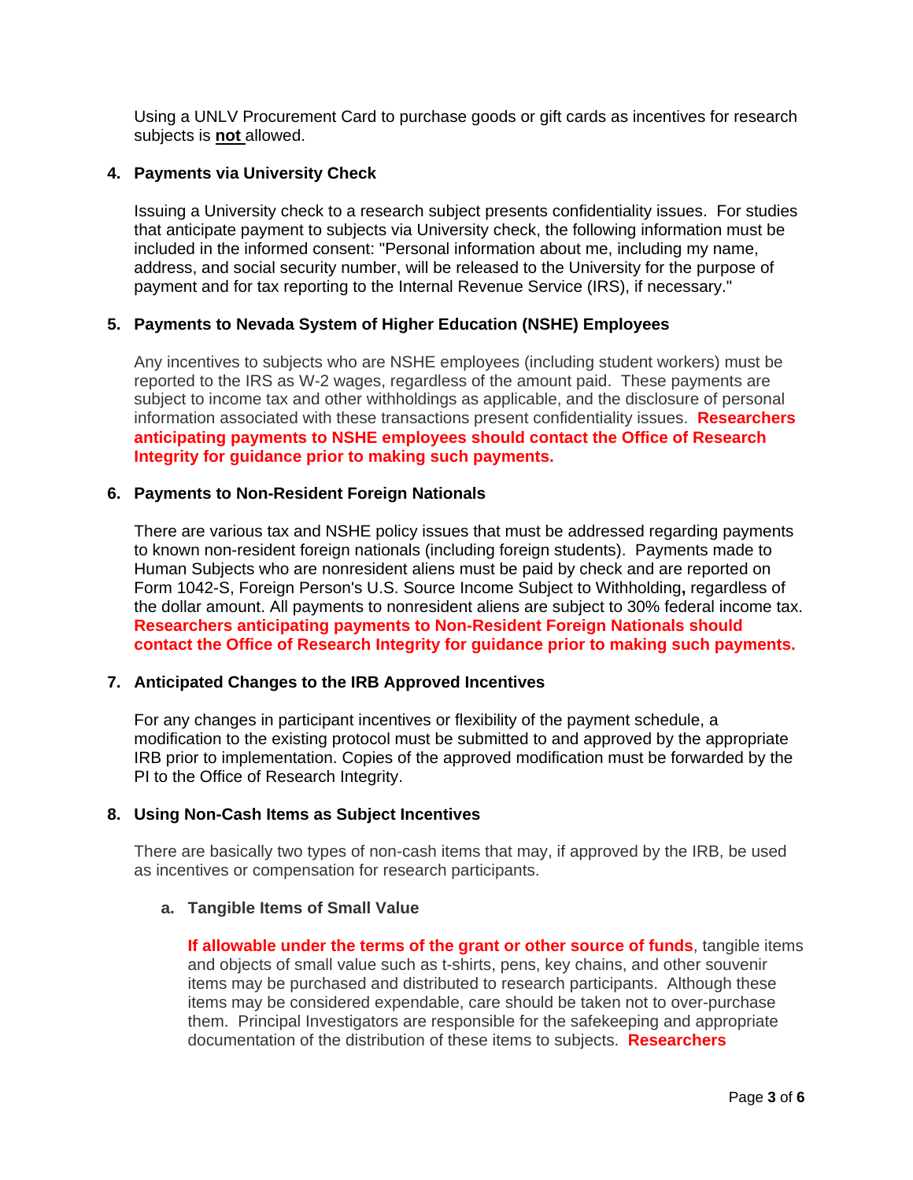Using a UNLV Procurement Card to purchase goods or gift cards as incentives for research subjects is **not** allowed.

### 4. Payments via University Check

Issuing a University check to a research subject presents confidentiality issues. For studies that anticipate payment to subjects via University check, the following information must be included in the informed consent: "Personal information about me, including my name, address, and social security number, will be released to the University for the purpose of payment and for tax reporting to the Internal Revenue Service (IRS), if necessary."

### 5. Payments to Nevada System of Higher Education (NSHE) Employees

Any incentives to subjects who are NSHE employees (including student workers) must be reported to the IRS as W-2 wages, regardless of the amount paid. These payments are subject to income tax and other withholdings as applicable, and the disclosure of personal information associated with these transactions present confidentiality issues. **Researchers anticipating payments to NSHE employees should contact the Office of Research Integrity for guidance prior to making such payments.**

### 6. Payments to Non-Resident Foreign Nationals

There are various tax and NSHE policy issues that must be addressed regarding payments to known non-resident foreign nationals (including foreign students). Payments made to Human Subjects who are nonresident aliens must be paid by check and are reported on Form 1042-S, Foreign Person's U.S. Source Income Subject to Withholding**,** regardless of the dollar amount. All payments to nonresident aliens are subject to 30% federal income tax. **Researchers anticipating payments to Non-Resident Foreign Nationals should contact the Office of Research Integrity for guidance prior to making such payments.**

### 7. Anticipated Changes to the IRB Approved Incentives

For any changes in participant incentives or flexibility of the payment schedule, a modification to the existing protocol must be submitted to and approved by the appropriate IRB prior to implementation. Copies of the approved modification must be forwarded by the PI to the Office of Research Integrity.

### 8. Using Non-Cash Items as Subject Incentives

There are basically two types of non-cash items that may, if approved by the IRB, be used as incentives or compensation for research participants.

#### a. Tangible Items of Small Value

**If allowable under the terms of the grant or other source of funds**, tangible items and objects of small value such as t-shirts, pens, key chains, and other souvenir items may be purchased and distributed to research participants. Although these items may be considered expendable, care should be taken not to over-purchase them. Principal Investigators are responsible for the safekeeping and appropriate documentation of the distribution of these items to subjects. **Researchers**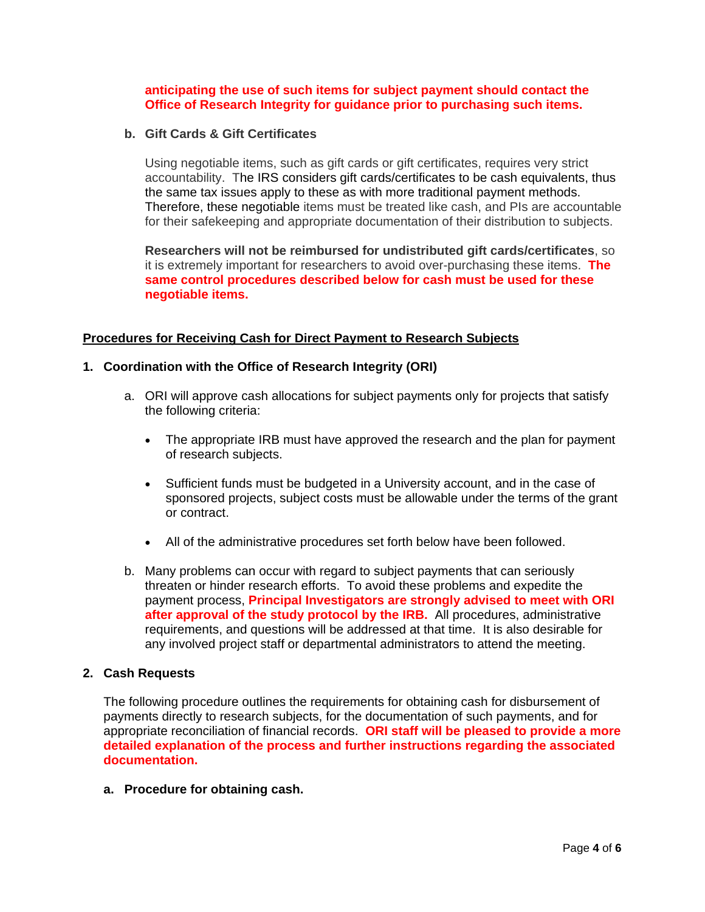**anticipating the use of such items for subject payment should contact the Office of Research Integrity for guidance prior to purchasing such items.**

**b. Gift Cards & Gift Certificates**

Using negotiable items, such as gift cards or gift certificates, requires very strict accountability. The IRS considers gift cards/certificates to be cash equivalents, thus the same tax issues apply to these as with more traditional payment methods. Therefore, these negotiable items must be treated like cash, and PIs are accountable for their safekeeping and appropriate documentation of their distribution to subjects.

**Researchers will not be reimbursed for undistributed gift cards/certificates**, so it is extremely important for researchers to avoid over-purchasing these items. **The same control procedures described below for cash must be used for these negotiable items.**

## Procedures for Receiving Cash for Direct Payment to Research Subjects

### 1. Coordination with the Office of Research Integrity (ORI)

a. ORI will approve cash allocations for subject payments only for projects that satisfy the following criteria:

- The appropriate IRB must have approved the research and the plan for payment of research subjects.
- Sufficient funds must be budgeted in a University account, and in the case of sponsored projects, subject costs must be allowable under the terms of the grant or contract.
- All of the administrative procedures set forth below have been followed.

b. Many problems can occur with regard to subject payments that can seriously threaten or hinder research efforts. To avoid these problems and expedite the payment process, **Principal Investigators are strongly advised to meet with ORI after approval of the study protocol by the IRB.** All procedures, administrative requirements, and questions will be addressed at that time. It is also desirable for any involved project staff or departmental administrators to attend the meeting.

### 2. Cash Requests

The following procedure outlines the requirements for obtaining cash for disbursement of payments directly to research subjects, for the documentation of such payments, and for appropriate reconciliation of financial records. **ORI staff will be pleased to provide a more detailed explanation of the process and further instructions regarding the associated documentation.**

**a. Procedure for obtaining cash.**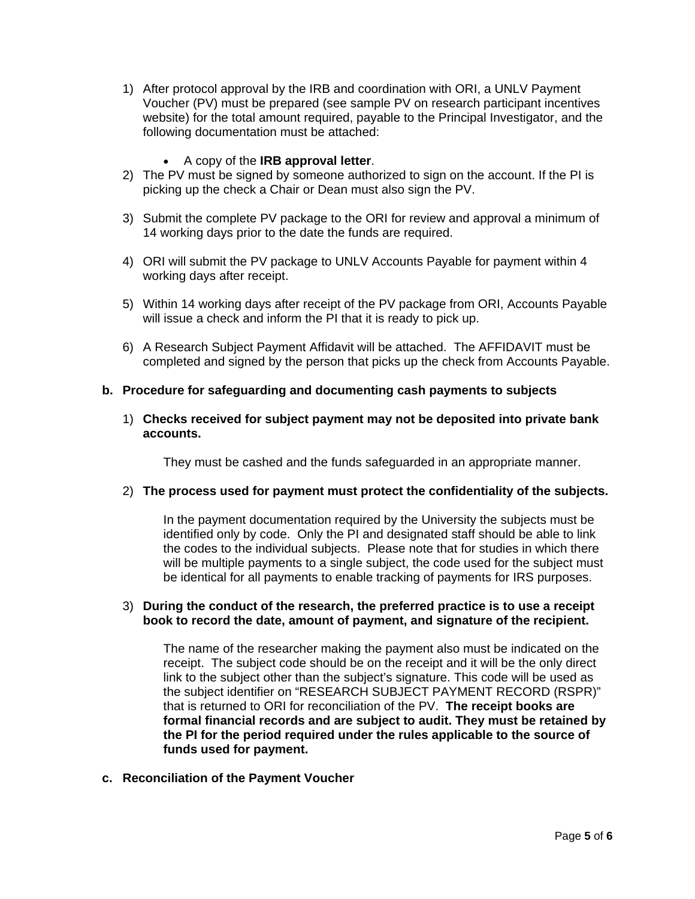1) After protocol approval by the IRB and coordination with ORI, a UNLV Payment Voucher (PV) must be prepared (see sample PV on research participant incentives website) for the total amount required, payable to the Principal Investigator, and the following documentation must be attached:

    - A copy of the **IRB approval letter**.

2) The PV must be signed by someone authorized to sign on the account. If the PI is picking up the check a Chair or Dean must also sign the PV.

3) Submit the complete PV package to the ORI for review and approval a minimum of 14 working days prior to the date the funds are required.

4) ORI will submit the PV package to UNLV Accounts Payable for payment within 4 working days after receipt.

5) Within 14 working days after receipt of the PV package from ORI, Accounts Payable will issue a check and inform the PI that it is ready to pick up.

6) A Research Subject Payment Affidavit will be attached. The AFFIDAVIT must be completed and signed by the person that picks up the check from Accounts Payable.

**b. Procedure for safeguarding and documenting cash payments to subjects**

1) **Checks received for subject payment may not be deposited into private bank accounts.**

    They must be cashed and the funds safeguarded in an appropriate manner.

2) **The process used for payment must protect the confidentiality of the subjects.**

    In the payment documentation required by the University the subjects must be identified only by code. Only the PI and designated staff should be able to link the codes to the individual subjects. Please note that for studies in which there will be multiple payments to a single subject, the code used for the subject must be identical for all payments to enable tracking of payments for IRS purposes.

3) **During the conduct of the research, the preferred practice is to use a receipt book to record the date, amount of payment, and signature of the recipient.**

    The name of the researcher making the payment also must be indicated on the receipt. The subject code should be on the receipt and it will be the only direct link to the subject other than the subject's signature. This code will be used as the subject identifier on "RESEARCH SUBJECT PAYMENT RECORD (RSPR)" that is returned to ORI for reconciliation of the PV. **The receipt books are formal financial records and are subject to audit. They must be retained by the PI for the period required under the rules applicable to the source of funds used for payment.**

**c. Reconciliation of the Payment Voucher**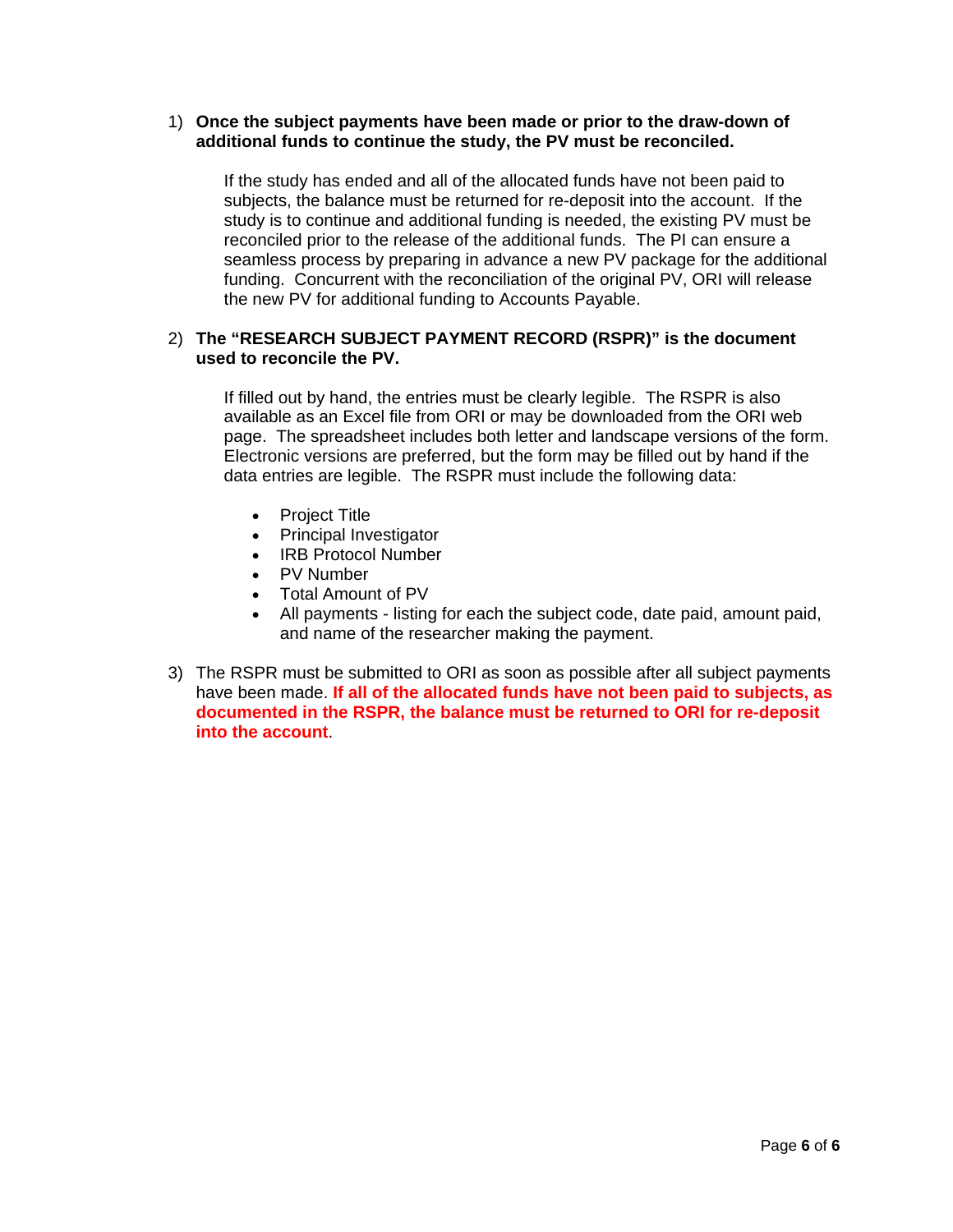1) **Once the subject payments have been made or prior to the draw-down of additional funds to continue the study, the PV must be reconciled.**

   If the study has ended and all of the allocated funds have not been paid to subjects, the balance must be returned for re-deposit into the account. If the study is to continue and additional funding is needed, the existing PV must be reconciled prior to the release of the additional funds. The PI can ensure a seamless process by preparing in advance a new PV package for the additional funding. Concurrent with the reconciliation of the original PV, ORI will release the new PV for additional funding to Accounts Payable.

2) **The "RESEARCH SUBJECT PAYMENT RECORD (RSPR)" is the document used to reconcile the PV.**

   If filled out by hand, the entries must be clearly legible. The RSPR is also available as an Excel file from ORI or may be downloaded from the ORI web page. The spreadsheet includes both letter and landscape versions of the form. Electronic versions are preferred, but the form may be filled out by hand if the data entries are legible. The RSPR must include the following data:

   - Project Title
   - Principal Investigator
   - IRB Protocol Number
   - PV Number
   - Total Amount of PV
   - All payments - listing for each the subject code, date paid, amount paid, and name of the researcher making the payment.

3) The RSPR must be submitted to ORI as soon as possible after all subject payments have been made. **If all of the allocated funds have not been paid to subjects, as documented in the RSPR, the balance must be returned to ORI for re-deposit into the account**.